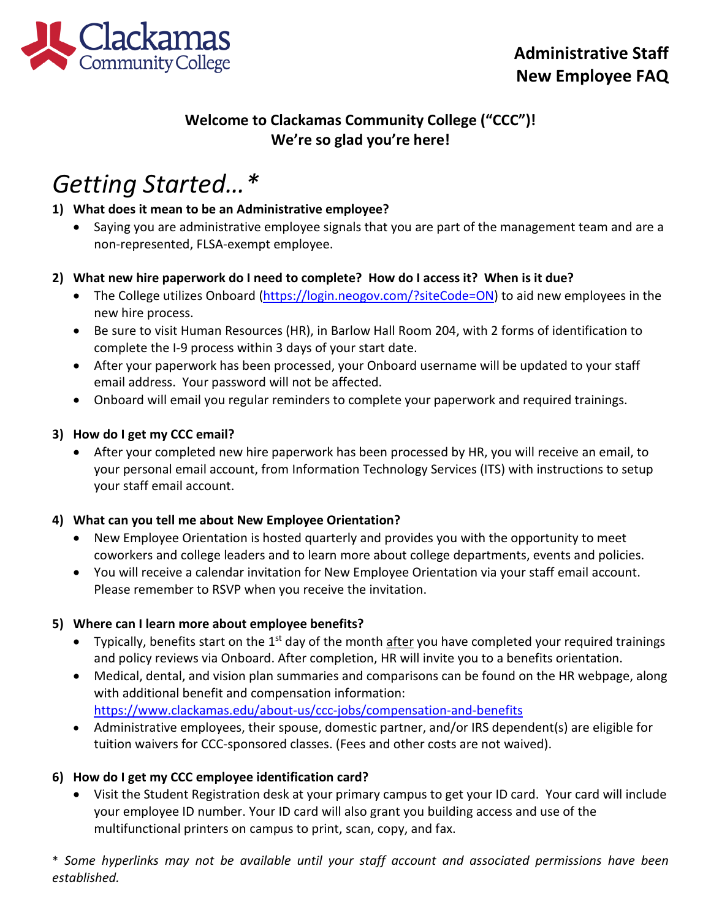Clackamas Community College

**Administrative Staff**
**New Employee FAQ**

**Welcome to Clackamas Community College ("CCC")!**
**We're so glad you're here!**

# *Getting Started…**

**1) What does it mean to be an Administrative employee?**

- Saying you are administrative employee signals that you are part of the management team and are a non-represented, FLSA-exempt employee.

**2) What new hire paperwork do I need to complete? How do I access it? When is it due?**

- The College utilizes Onboard (https://login.neogov.com/?siteCode=ON) to aid new employees in the new hire process.
- Be sure to visit Human Resources (HR), in Barlow Hall Room 204, with 2 forms of identification to complete the I-9 process within 3 days of your start date.
- After your paperwork has been processed, your Onboard username will be updated to your staff email address. Your password will not be affected.
- Onboard will email you regular reminders to complete your paperwork and required trainings.

**3) How do I get my CCC email?**

- After your completed new hire paperwork has been processed by HR, you will receive an email, to your personal email account, from Information Technology Services (ITS) with instructions to setup your staff email account.

**4) What can you tell me about New Employee Orientation?**

- New Employee Orientation is hosted quarterly and provides you with the opportunity to meet coworkers and college leaders and to learn more about college departments, events and policies.
- You will receive a calendar invitation for New Employee Orientation via your staff email account. Please remember to RSVP when you receive the invitation.

**5) Where can I learn more about employee benefits?**

- Typically, benefits start on the 1st day of the month after you have completed your required trainings and policy reviews via Onboard. After completion, HR will invite you to a benefits orientation.
- Medical, dental, and vision plan summaries and comparisons can be found on the HR webpage, along with additional benefit and compensation information: https://www.clackamas.edu/about-us/ccc-jobs/compensation-and-benefits
- Administrative employees, their spouse, domestic partner, and/or IRS dependent(s) are eligible for tuition waivers for CCC-sponsored classes. (Fees and other costs are not waived).

**6) How do I get my CCC employee identification card?**

- Visit the Student Registration desk at your primary campus to get your ID card. Your card will include your employee ID number. Your ID card will also grant you building access and use of the multifunctional printers on campus to print, scan, copy, and fax.

*\* Some hyperlinks may not be available until your staff account and associated permissions have been established.*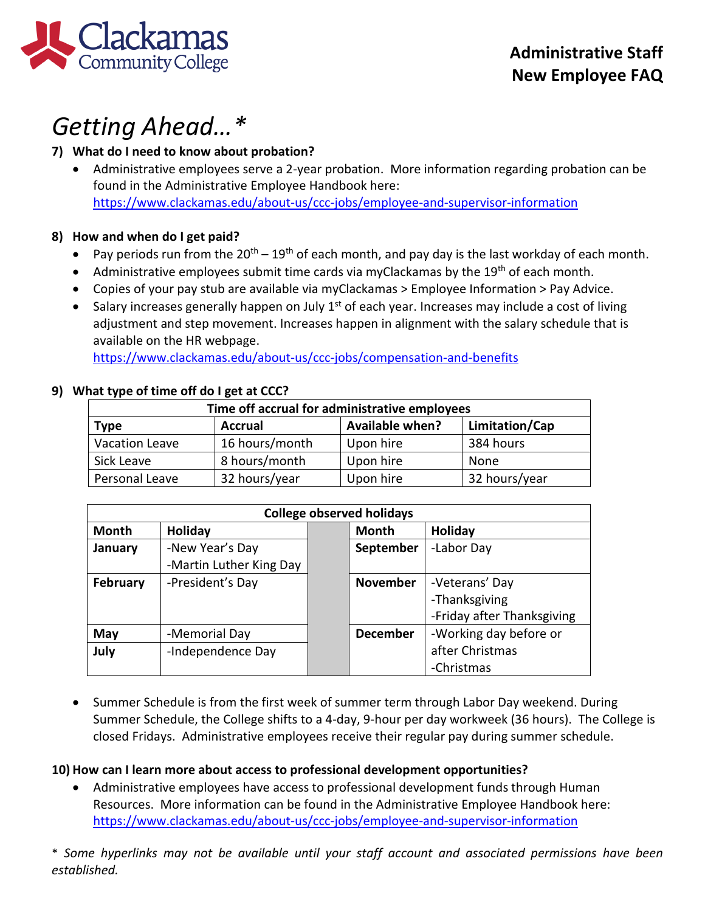# Getting Ahead…*

**7) What do I need to know about probation?**

- Administrative employees serve a 2-year probation. More information regarding probation can be found in the Administrative Employee Handbook here: https://www.clackamas.edu/about-us/ccc-jobs/employee-and-supervisor-information

**8) How and when do I get paid?**

- Pay periods run from the 20th – 19th of each month, and pay day is the last workday of each month.
- Administrative employees submit time cards via myClackamas by the 19th of each month.
- Copies of your pay stub are available via myClackamas > Employee Information > Pay Advice.
- Salary increases generally happen on July 1st of each year. Increases may include a cost of living adjustment and step movement. Increases happen in alignment with the salary schedule that is available on the HR webpage. https://www.clackamas.edu/about-us/ccc-jobs/compensation-and-benefits

**9) What type of time off do I get at CCC?**

| Time off accrual for administrative employees | | | |
|---|---|---|---|
| **Type** | **Accrual** | **Available when?** | **Limitation/Cap** |
| Vacation Leave | 16 hours/month | Upon hire | 384 hours |
| Sick Leave | 8 hours/month | Upon hire | None |
| Personal Leave | 32 hours/year | Upon hire | 32 hours/year |

| College observed holidays | | | |
|---|---|---|---|
| **Month** | **Holiday** | **Month** | **Holiday** |
| **January** | -New Year's Day<br>-Martin Luther King Day | **September** | -Labor Day |
| **February** | -President's Day | **November** | -Veterans' Day<br>-Thanksgiving<br>-Friday after Thanksgiving |
| **May** | -Memorial Day | **December** | -Working day before or after Christmas<br>-Christmas |
| **July** | -Independence Day | | |

- Summer Schedule is from the first week of summer term through Labor Day weekend. During Summer Schedule, the College shifts to a 4-day, 9-hour per day workweek (36 hours). The College is closed Fridays. Administrative employees receive their regular pay during summer schedule.

**10) How can I learn more about access to professional development opportunities?**

- Administrative employees have access to professional development funds through Human Resources. More information can be found in the Administrative Employee Handbook here: https://www.clackamas.edu/about-us/ccc-jobs/employee-and-supervisor-information

*\* Some hyperlinks may not be available until your staff account and associated permissions have been established.*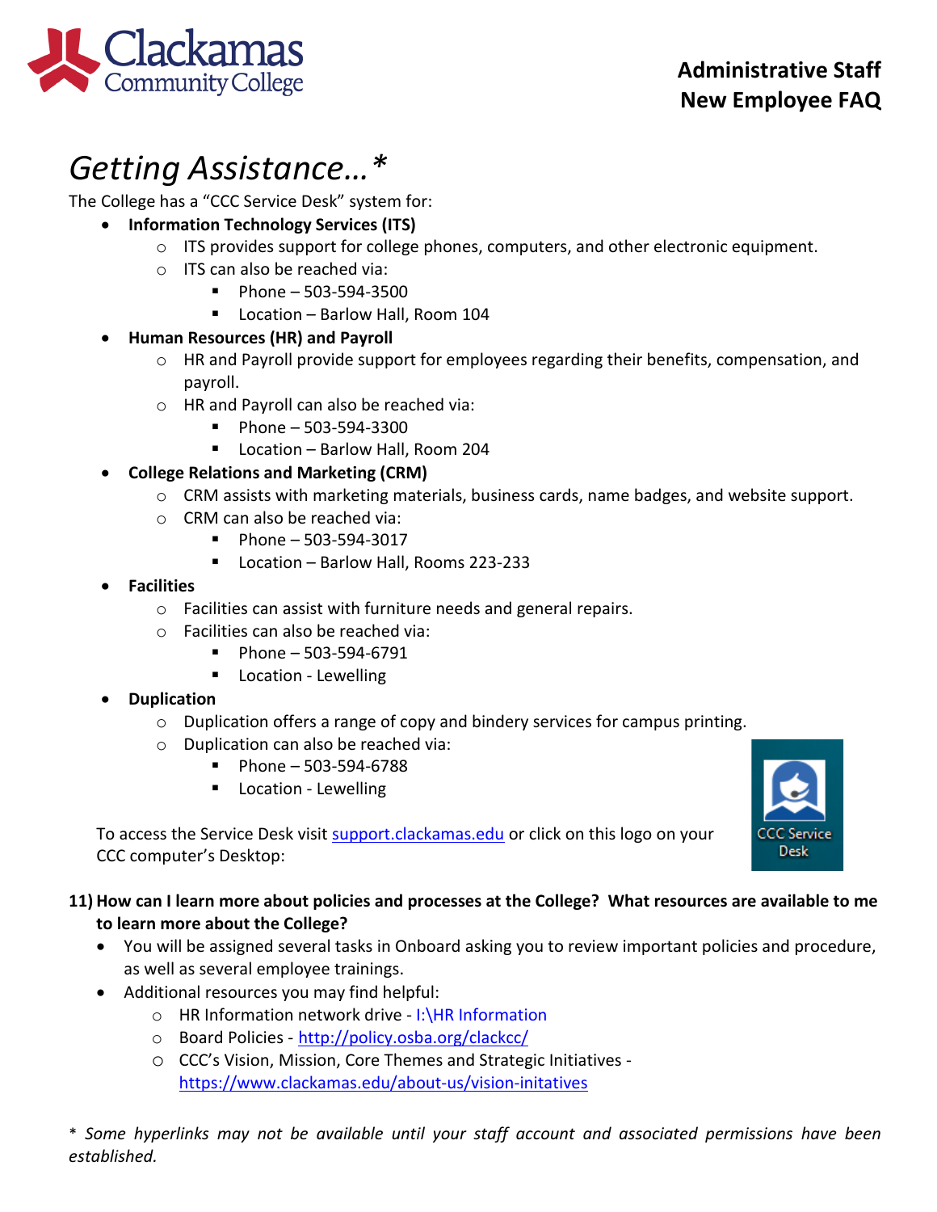# Getting Assistance…*

The College has a "CCC Service Desk" system for:

- **Information Technology Services (ITS)**
  - ITS provides support for college phones, computers, and other electronic equipment.
  - ITS can also be reached via:
    - Phone – 503-594-3500
    - Location – Barlow Hall, Room 104
- **Human Resources (HR) and Payroll**
  - HR and Payroll provide support for employees regarding their benefits, compensation, and payroll.
  - HR and Payroll can also be reached via:
    - Phone – 503-594-3300
    - Location – Barlow Hall, Room 204
- **College Relations and Marketing (CRM)**
  - CRM assists with marketing materials, business cards, name badges, and website support.
  - CRM can also be reached via:
    - Phone – 503-594-3017
    - Location – Barlow Hall, Rooms 223-233
- **Facilities**
  - Facilities can assist with furniture needs and general repairs.
  - Facilities can also be reached via:
    - Phone – 503-594-6791
    - Location - Lewelling
- **Duplication**
  - Duplication offers a range of copy and bindery services for campus printing.
  - Duplication can also be reached via:
    - Phone – 503-594-6788
    - Location - Lewelling

To access the Service Desk visit [support.clackamas.edu](support.clackamas.edu) or click on this logo on your CCC computer's Desktop:

CCC Service Desk

**11) How can I learn more about policies and processes at the College? What resources are available to me to learn more about the College?**

- You will be assigned several tasks in Onboard asking you to review important policies and procedure, as well as several employee trainings.
- Additional resources you may find helpful:
  - HR Information network drive - I:\HR Information
  - Board Policies - [http://policy.osba.org/clackcc/](http://policy.osba.org/clackcc/)
  - CCC's Vision, Mission, Core Themes and Strategic Initiatives - [https://www.clackamas.edu/about-us/vision-initatives](https://www.clackamas.edu/about-us/vision-initatives)

*\* Some hyperlinks may not be available until your staff account and associated permissions have been established.*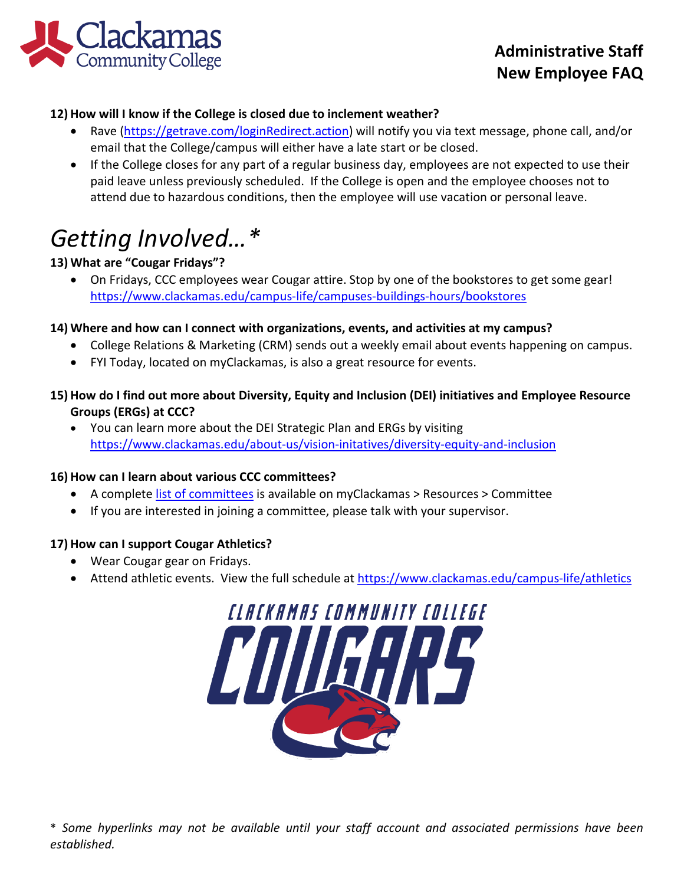**12) How will I know if the College is closed due to inclement weather?**

- Rave (https://getrave.com/loginRedirect.action) will notify you via text message, phone call, and/or email that the College/campus will either have a late start or be closed.
- If the College closes for any part of a regular business day, employees are not expected to use their paid leave unless previously scheduled. If the College is open and the employee chooses not to attend due to hazardous conditions, then the employee will use vacation or personal leave.

# *Getting Involved…**

**13) What are "Cougar Fridays"?**

- On Fridays, CCC employees wear Cougar attire. Stop by one of the bookstores to get some gear! https://www.clackamas.edu/campus-life/campuses-buildings-hours/bookstores

**14) Where and how can I connect with organizations, events, and activities at my campus?**

- College Relations & Marketing (CRM) sends out a weekly email about events happening on campus.
- FYI Today, located on myClackamas, is also a great resource for events.

**15) How do I find out more about Diversity, Equity and Inclusion (DEI) initiatives and Employee Resource Groups (ERGs) at CCC?**

- You can learn more about the DEI Strategic Plan and ERGs by visiting https://www.clackamas.edu/about-us/vision-initatives/diversity-equity-and-inclusion

**16) How can I learn about various CCC committees?**

- A complete list of committees is available on myClackamas > Resources > Committee
- If you are interested in joining a committee, please talk with your supervisor.

**17) How can I support Cougar Athletics?**

- Wear Cougar gear on Fridays.
- Attend athletic events. View the full schedule at https://www.clackamas.edu/campus-life/athletics

*\* Some hyperlinks may not be available until your staff account and associated permissions have been established.*